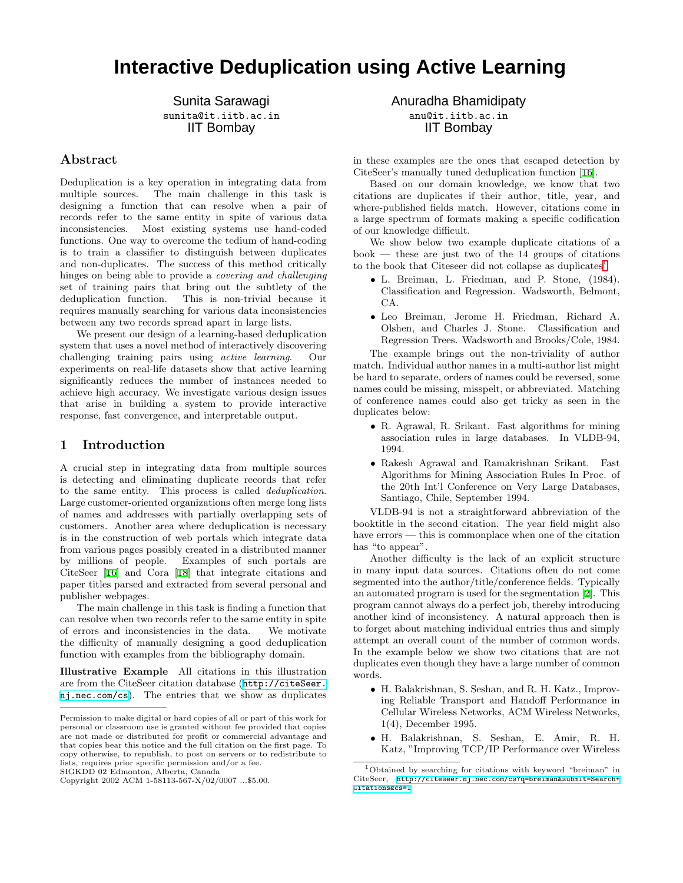# Interactive Deduplication using Active Learning

Sunita Sarawagi
sunita@it.iitb.ac.in
IIT Bombay

Anuradha Bhamidipaty
anu@it.iitb.ac.in
IIT Bombay

## Abstract

Deduplication is a key operation in integrating data from multiple sources. The main challenge in this task is designing a function that can resolve when a pair of records refer to the same entity in spite of various data inconsistencies. Most existing systems use hand-coded functions. One way to overcome the tedium of hand-coding is to train a classifier to distinguish between duplicates and non-duplicates. The success of this method critically hinges on being able to provide a *covering and challenging* set of training pairs that bring out the subtlety of the deduplication function. This is non-trivial because it requires manually searching for various data inconsistencies between any two records spread apart in large lists.

We present our design of a learning-based deduplication system that uses a novel method of interactively discovering challenging training pairs using *active learning*. Our experiments on real-life datasets show that active learning significantly reduces the number of instances needed to achieve high accuracy. We investigate various design issues that arise in building a system to provide interactive response, fast convergence, and interpretable output.

## 1 Introduction

A crucial step in integrating data from multiple sources is detecting and eliminating duplicate records that refer to the same entity. This process is called *deduplication*. Large customer-oriented organizations often merge long lists of names and addresses with partially overlapping sets of customers. Another area where deduplication is necessary is in the construction of web portals which integrate data from various pages possibly created in a distributed manner by millions of people. Examples of such portals are CiteSeer [16] and Cora [18] that integrate citations and paper titles parsed and extracted from several personal and publisher webpages.

The main challenge in this task is finding a function that can resolve when two records refer to the same entity in spite of errors and inconsistencies in the data. We motivate the difficulty of manually designing a good deduplication function with examples from the bibliography domain.

**Illustrative Example** All citations in this illustration are from the CiteSeer citation database (http://citeSeer.nj.nec.com/cs). The entries that we show as duplicates in these examples are the ones that escaped detection by CiteSeer's manually tuned deduplication function [16].

Based on our domain knowledge, we know that two citations are duplicates if their author, title, year, and where-published fields match. However, citations come in a large spectrum of formats making a specific codification of our knowledge difficult.

We show below two example duplicate citations of a book — these are just two of the 14 groups of citations to the book that Citeseer did not collapse as duplicates[1].

- L. Breiman, L. Friedman, and P. Stone, (1984). Classification and Regression. Wadsworth, Belmont, CA.
- Leo Breiman, Jerome H. Friedman, Richard A. Olshen, and Charles J. Stone. Classification and Regression Trees. Wadsworth and Brooks/Cole, 1984.

The example brings out the non-triviality of author match. Individual author names in a multi-author list might be hard to separate, orders of names could be reversed, some names could be missing, misspelt, or abbreviated. Matching of conference names could also get tricky as seen in the duplicates below:

- R. Agrawal, R. Srikant. Fast algorithms for mining association rules in large databases. In VLDB-94, 1994.
- Rakesh Agrawal and Ramakrishnan Srikant. Fast Algorithms for Mining Association Rules In Proc. of the 20th Int'l Conference on Very Large Databases, Santiago, Chile, September 1994.

VLDB-94 is not a straightforward abbreviation of the booktitle in the second citation. The year field might also have errors — this is commonplace when one of the citation has "to appear".

Another difficulty is the lack of an explicit structure in many input data sources. Citations often do not come segmented into the author/title/conference fields. Typically an automated program is used for the segmentation [2]. This program cannot always do a perfect job, thereby introducing another kind of inconsistency. A natural approach then is to forget about matching individual entries thus and simply attempt an overall count of the number of common words. In the example below we show two citations that are not duplicates even though they have a large number of common words.

- H. Balakrishnan, S. Seshan, and R. H. Katz., Improving Reliable Transport and Handoff Performance in Cellular Wireless Networks, ACM Wireless Networks, 1(4), December 1995.
- H. Balakrishnan, S. Seshan, E. Amir, R. H. Katz, "Improving TCP/IP Performance over Wireless

[1] Obtained by searching for citations with keyword "breiman" in CiteSeer, http://citeseer.nj.nec.com/cs?q=breiman&submit=Search+Citations&cs=1

Permission to make digital or hard copies of all or part of this work for personal or classroom use is granted without fee provided that copies are not made or distributed for profit or commercial advantage and that copies bear this notice and the full citation on the first page. To copy otherwise, to republish, to post on servers or to redistribute to lists, requires prior specific permission and/or a fee.
SIGKDD 02 Edmonton, Alberta, Canada
Copyright 2002 ACM 1-58113-567-X/02/0007 ...$5.00.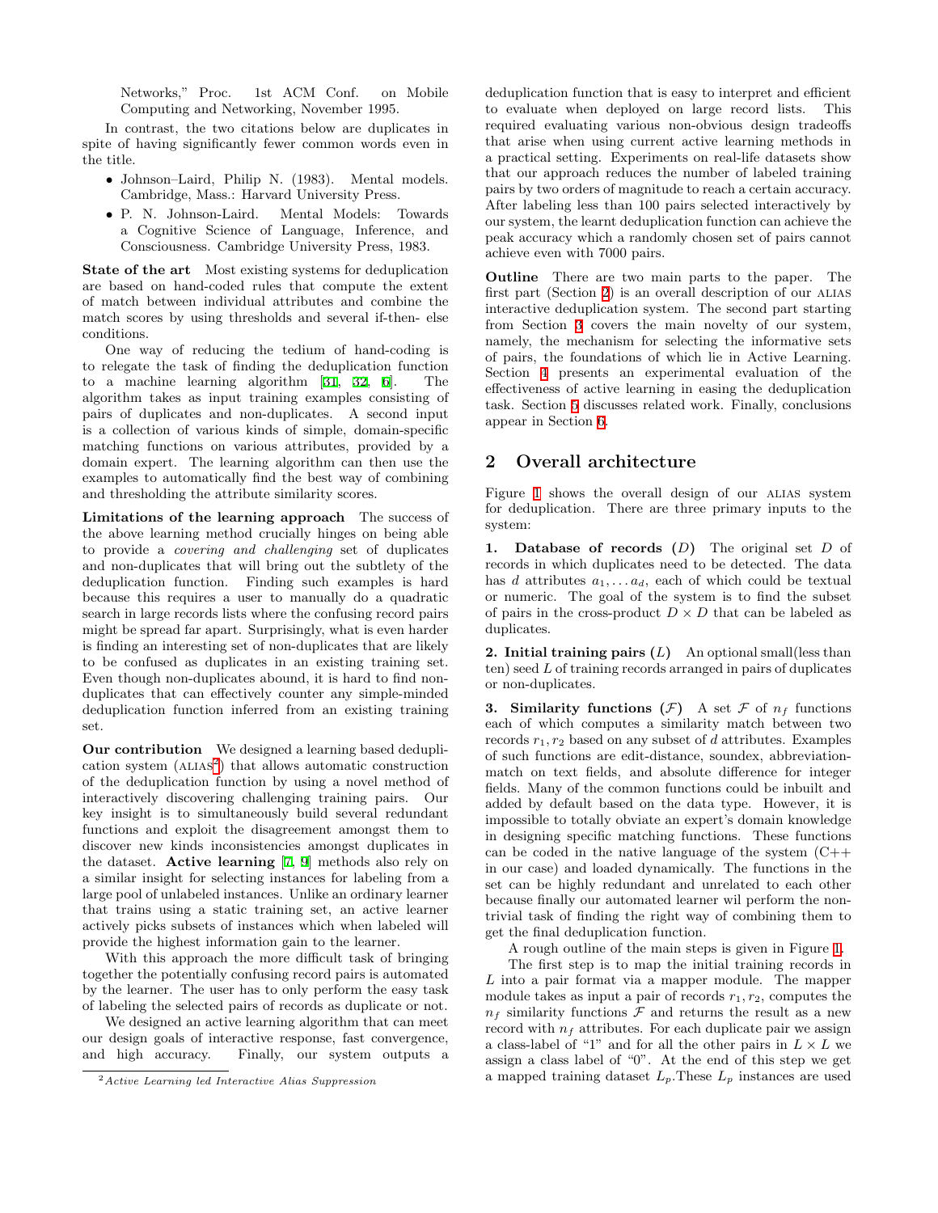Networks," Proc. 1st ACM Conf. on Mobile Computing and Networking, November 1995.

In contrast, the two citations below are duplicates in spite of having significantly fewer common words even in the title.

- Johnson–Laird, Philip N. (1983). Mental models. Cambridge, Mass.: Harvard University Press.
- P. N. Johnson-Laird. Mental Models: Towards a Cognitive Science of Language, Inference, and Consciousness. Cambridge University Press, 1983.

**State of the art** Most existing systems for deduplication are based on hand-coded rules that compute the extent of match between individual attributes and combine the match scores by using thresholds and several if-then- else conditions.

One way of reducing the tedium of hand-coding is to relegate the task of finding the deduplication function to a machine learning algorithm [31, 32, 6]. The algorithm takes as input training examples consisting of pairs of duplicates and non-duplicates. A second input is a collection of various kinds of simple, domain-specific matching functions on various attributes, provided by a domain expert. The learning algorithm can then use the examples to automatically find the best way of combining and thresholding the attribute similarity scores.

**Limitations of the learning approach** The success of the above learning method crucially hinges on being able to provide a *covering and challenging* set of duplicates and non-duplicates that will bring out the subtlety of the deduplication function. Finding such examples is hard because this requires a user to manually do a quadratic search in large records lists where the confusing record pairs might be spread far apart. Surprisingly, what is even harder is finding an interesting set of non-duplicates that are likely to be confused as duplicates in an existing training set. Even though non-duplicates abound, it is hard to find non-duplicates that can effectively counter any simple-minded deduplication function inferred from an existing training set.

**Our contribution** We designed a learning based deduplication system (ALIAS[2]) that allows automatic construction of the deduplication function by using a novel method of interactively discovering challenging training pairs. Our key insight is to simultaneously build several redundant functions and exploit the disagreement amongst them to discover new kinds inconsistencies amongst duplicates in the dataset. **Active learning** [7, 9] methods also rely on a similar insight for selecting instances for labeling from a large pool of unlabeled instances. Unlike an ordinary learner that trains using a static training set, an active learner actively picks subsets of instances which when labeled will provide the highest information gain to the learner.

With this approach the more difficult task of bringing together the potentially confusing record pairs is automated by the learner. The user has to only perform the easy task of labeling the selected pairs of records as duplicate or not.

We designed an active learning algorithm that can meet our design goals of interactive response, fast convergence, and high accuracy. Finally, our system outputs a deduplication function that is easy to interpret and efficient to evaluate when deployed on large record lists. This required evaluating various non-obvious design tradeoffs that arise when using current active learning methods in a practical setting. Experiments on real-life datasets show that our approach reduces the number of labeled training pairs by two orders of magnitude to reach a certain accuracy. After labeling less than 100 pairs selected interactively by our system, the learnt deduplication function can achieve the peak accuracy which a randomly chosen set of pairs cannot achieve even with 7000 pairs.

**Outline** There are two main parts to the paper. The first part (Section 2) is an overall description of our ALIAS interactive deduplication system. The second part starting from Section 3 covers the main novelty of our system, namely, the mechanism for selecting the informative sets of pairs, the foundations of which lie in Active Learning. Section 4 presents an experimental evaluation of the effectiveness of active learning in easing the deduplication task. Section 5 discusses related work. Finally, conclusions appear in Section 6.

## 2 Overall architecture

Figure 1 shows the overall design of our ALIAS system for deduplication. There are three primary inputs to the system:

**1. Database of records ($D$)** The original set $D$ of records in which duplicates need to be detected. The data has $d$ attributes $a_1, \ldots a_d$, each of which could be textual or numeric. The goal of the system is to find the subset of pairs in the cross-product $D \times D$ that can be labeled as duplicates.

**2. Initial training pairs ($L$)** An optional small(less than ten) seed $L$ of training records arranged in pairs of duplicates or non-duplicates.

**3. Similarity functions ($\mathcal{F}$)** A set $\mathcal{F}$ of $n_f$ functions each of which computes a similarity match between two records $r_1, r_2$ based on any subset of $d$ attributes. Examples of such functions are edit-distance, soundex, abbreviation-match on text fields, and absolute difference for integer fields. Many of the common functions could be inbuilt and added by default based on the data type. However, it is impossible to totally obviate an expert's domain knowledge in designing specific matching functions. These functions can be coded in the native language of the system (C++ in our case) and loaded dynamically. The functions in the set can be highly redundant and unrelated to each other because finally our automated learner wil perform the non-trivial task of finding the right way of combining them to get the final deduplication function.

A rough outline of the main steps is given in Figure 1.

The first step is to map the initial training records in $L$ into a pair format via a mapper module. The mapper module takes as input a pair of records $r_1, r_2$, computes the $n_f$ similarity functions $\mathcal{F}$ and returns the result as a new record with $n_f$ attributes. For each duplicate pair we assign a class-label of "1" and for all the other pairs in $L \times L$ we assign a class label of "0". At the end of this step we get a mapped training dataset $L_p$.These $L_p$ instances are used

[2] *Active Learning led Interactive Alias Suppression*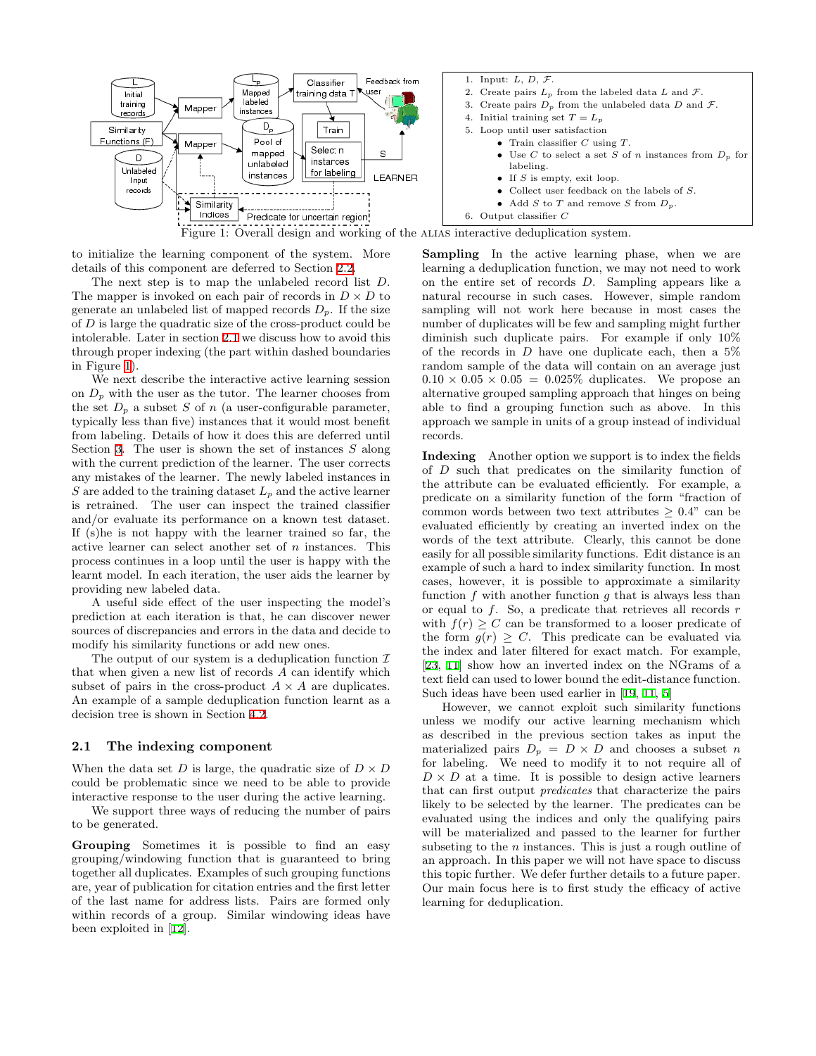Initial training records

Similarity Functions (F)

Unlabeled Input records

Mapper

Mapper

Mapped labeled instances

Pool of mapped unlabeled instances

Classifier training data T

Train

Select n instances for labeling

Feedback from user

S

LEARNER

Similarity Indices

Predicate for uncertain region

1. Input: $L$, $D$, $\mathcal{F}$.
2. Create pairs $L_p$ from the labeled data $L$ and $\mathcal{F}$.
3. Create pairs $D_p$ from the unlabeled data $D$ and $\mathcal{F}$.
4. Initial training set $T = L_p$
5. Loop until user satisfaction
   - Train classifier $C$ using $T$.
   - Use $C$ to select a set $S$ of $n$ instances from $D_p$ for labeling.
   - If $S$ is empty, exit loop.
   - Collect user feedback on the labels of $S$.
   - Add $S$ to $T$ and remove $S$ from $D_p$.
6. Output classifier $C$

Figure 1: Overall design and working of the ALIAS interactive deduplication system.

to initialize the learning component of the system. More details of this component are deferred to Section 2.2.

The next step is to map the unlabeled record list $D$. The mapper is invoked on each pair of records in $D \times D$ to generate an unlabeled list of mapped records $D_p$. If the size of $D$ is large the quadratic size of the cross-product could be intolerable. Later in section 2.1 we discuss how to avoid this through proper indexing (the part within dashed boundaries in Figure 1).

We next describe the interactive active learning session on $D_p$ with the user as the tutor. The learner chooses from the set $D_p$ a subset $S$ of $n$ (a user-configurable parameter, typically less than five) instances that it would most benefit from labeling. Details of how it does this are deferred until Section 3. The user is shown the set of instances $S$ along with the current prediction of the learner. The user corrects any mistakes of the learner. The newly labeled instances in $S$ are added to the training dataset $L_p$ and the active learner is retrained. The user can inspect the trained classifier and/or evaluate its performance on a known test dataset. If (s)he is not happy with the learner trained so far, the active learner can select another set of $n$ instances. This process continues in a loop until the user is happy with the learnt model. In each iteration, the user aids the learner by providing new labeled data.

A useful side effect of the user inspecting the model's prediction at each iteration is that, he can discover newer sources of discrepancies and errors in the data and decide to modify his similarity functions or add new ones.

The output of our system is a deduplication function $\mathcal{I}$ that when given a new list of records $A$ can identify which subset of pairs in the cross-product $A \times A$ are duplicates. An example of a sample deduplication function learnt as a decision tree is shown in Section 4.2.

### 2.1 The indexing component

When the data set $D$ is large, the quadratic size of $D \times D$ could be problematic since we need to be able to provide interactive response to the user during the active learning.

We support three ways of reducing the number of pairs to be generated.

**Grouping** Sometimes it is possible to find an easy grouping/windowing function that is guaranteed to bring together all duplicates. Examples of such grouping functions are, year of publication for citation entries and the first letter of the last name for address lists. Pairs are formed only within records of a group. Similar windowing ideas have been exploited in [12].

**Sampling** In the active learning phase, when we are learning a deduplication function, we may not need to work on the entire set of records $D$. Sampling appears like a natural recourse in such cases. However, simple random sampling will not work here because in most cases the number of duplicates will be few and sampling might further diminish such duplicate pairs. For example if only 10% of the records in $D$ have one duplicate each, then a 5% random sample of the data will contain on an average just $0.10 \times 0.05 \times 0.05 = 0.025\%$ duplicates. We propose an alternative grouped sampling approach that hinges on being able to find a grouping function such as above. In this approach we sample in units of a group instead of individual records.

**Indexing** Another option we support is to index the fields of $D$ such that predicates on the similarity function of the attribute can be evaluated efficiently. For example, a predicate on a similarity function of the form "fraction of common words between two text attributes $\geq 0.4$" can be evaluated efficiently by creating an inverted index on the words of the text attribute. Clearly, this cannot be done easily for all possible similarity functions. Edit distance is an example of such a hard to index similarity function. In most cases, however, it is possible to approximate a similarity function $f$ with another function $g$ that is always less than or equal to $f$. So, a predicate that retrieves all records $r$ with $f(r) \geq C$ can be transformed to a looser predicate of the form $g(r) \geq C$. This predicate can be evaluated via the index and later filtered for exact match. For example, [23, 11] show how an inverted index on the NGrams of a text field can used to lower bound the edit-distance function. Such ideas have been used earlier in [19, 11, 5]

However, we cannot exploit such similarity functions unless we modify our active learning mechanism which as described in the previous section takes as input the materialized pairs $D_p = D \times D$ and chooses a subset $n$ for labeling. We need to modify it to not require all of $D \times D$ at a time. It is possible to design active learners that can first output *predicates* that characterize the pairs likely to be selected by the learner. The predicates can be evaluated using the indices and only the qualifying pairs will be materialized and passed to the learner for further subseting to the $n$ instances. This is just a rough outline of an approach. In this paper we will not have space to discuss this topic further. We defer further details to a future paper. Our main focus here is to first study the efficacy of active learning for deduplication.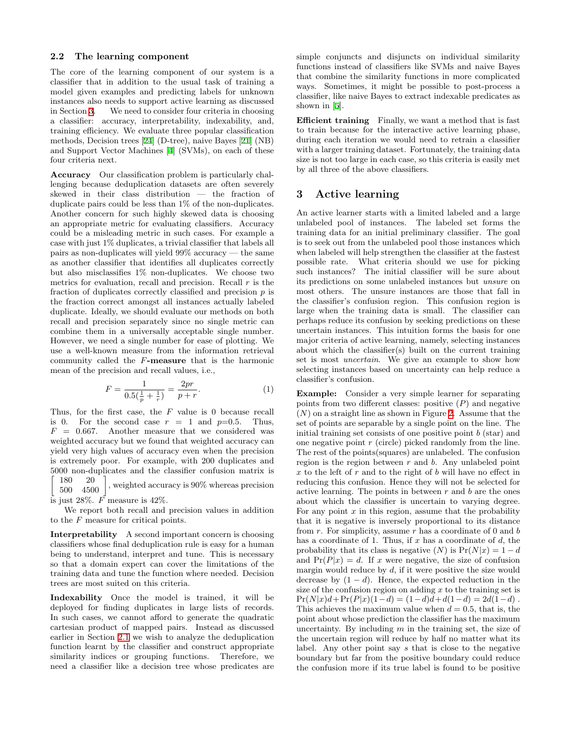### 2.2 The learning component

The core of the learning component of our system is a classifier that in addition to the usual task of training a model given examples and predicting labels for unknown instances also needs to support active learning as discussed in Section 3. We need to consider four criteria in choosing a classifier: accuracy, interpretability, indexability, and, training efficiency. We evaluate three popular classification methods, Decision trees [24] (D-tree), naive Bayes [21] (NB) and Support Vector Machines [4] (SVMs), on each of these four criteria next.

**Accuracy** Our classification problem is particularly challenging because deduplication datasets are often severely skewed in their class distribution — the fraction of duplicate pairs could be less than 1% of the non-duplicates. Another concern for such highly skewed data is choosing an appropriate metric for evaluating classifiers. Accuracy could be a misleading metric in such cases. For example a case with just 1% duplicates, a trivial classifier that labels all pairs as non-duplicates will yield 99% accuracy — the same as another classifier that identifies all duplicates correctly but also misclassifies 1% non-duplicates. We choose two metrics for evaluation, recall and precision. Recall $r$ is the fraction of duplicates correctly classified and precision $p$ is the fraction correct amongst all instances actually labeled duplicate. Ideally, we should evaluate our methods on both recall and precision separately since no single metric can combine them in a universally acceptable single number. However, we need a single number for ease of plotting. We use a well-known measure from the information retrieval community called the $F$**-measure** that is the harmonic mean of the precision and recall values, i.e.,

$$F = \frac{1}{0.5(\frac{1}{p} + \frac{1}{r})} = \frac{2pr}{p+r}. \quad (1)$$

Thus, for the first case, the $F$ value is 0 because recall is 0. For the second case $r = 1$ and $p$=0.5. Thus, $F = 0.667$. Another measure that we considered was weighted accuracy but we found that weighted accuracy can yield very high values of accuracy even when the precision is extremely poor. For example, with 200 duplicates and 5000 non-duplicates and the classifier confusion matrix is $\begin{bmatrix} 180 & 20 \\ 500 & 4500 \end{bmatrix}$, weighted accuracy is 90% whereas precision is just 28%. $F$ measure is 42%.

We report both recall and precision values in addition to the $F$ measure for critical points.

**Interpretability** A second important concern is choosing classifiers whose final deduplication rule is easy for a human being to understand, interpret and tune. This is necessary so that a domain expert can cover the limitations of the training data and tune the function where needed. Decision trees are most suited on this criteria.

**Indexability** Once the model is trained, it will be deployed for finding duplicates in large lists of records. In such cases, we cannot afford to generate the quadratic cartesian product of mapped pairs. Instead as discussed earlier in Section 2.1 we wish to analyze the deduplication function learnt by the classifier and construct appropriate similarity indices or grouping functions. Therefore, we need a classifier like a decision tree whose predicates are simple conjuncts and disjuncts on individual similarity functions instead of classifiers like SVMs and naive Bayes that combine the similarity functions in more complicated ways. Sometimes, it might be possible to post-process a classifier, like naive Bayes to extract indexable predicates as shown in [5].

**Efficient training** Finally, we want a method that is fast to train because for the interactive active learning phase, during each iteration we would need to retrain a classifier with a larger training dataset. Fortunately, the training data size is not too large in each case, so this criteria is easily met by all three of the above classifiers.

## 3 Active learning

An active learner starts with a limited labeled and a large unlabeled pool of instances. The labeled set forms the training data for an initial preliminary classifier. The goal is to seek out from the unlabeled pool those instances which when labeled will help strengthen the classifier at the fastest possible rate. What criteria should we use for picking such instances? The initial classifier will be sure about its predictions on some unlabeled instances but *unsure* on most others. The unsure instances are those that fall in the classifier's confusion region. This confusion region is large when the training data is small. The classifier can perhaps reduce its confusion by seeking predictions on these uncertain instances. This intuition forms the basis for one major criteria of active learning, namely, selecting instances about which the classifier(s) built on the current training set is most *uncertain*. We give an example to show how selecting instances based on uncertainty can help reduce a classifier's confusion.

**Example:** Consider a very simple learner for separating points from two different classes: positive ($P$) and negative ($N$) on a straight line as shown in Figure 2. Assume that the set of points are separable by a single point on the line. The initial training set consists of one positive point $b$ (star) and one negative point $r$ (circle) picked randomly from the line. The rest of the points(squares) are unlabeled. The confusion region is the region between $r$ and $b$. Any unlabeled point $x$ to the left of $r$ and to the right of $b$ will have no effect in reducing this confusion. Hence they will not be selected for active learning. The points in between $r$ and $b$ are the ones about which the classifier is uncertain to varying degree. For any point $x$ in this region, assume that the probability that it is negative is inversely proportional to its distance from $r$. For simplicity, assume $r$ has a coordinate of 0 and $b$ has a coordinate of 1. Thus, if $x$ has a coordinate of $d$, the probability that its class is negative ($N$) is $\Pr(N|x) = 1 - d$ and $\Pr(P|x) = d$. If $x$ were negative, the size of confusion margin would reduce by $d$, if it were positive the size would decrease by $(1 - d)$. Hence, the expected reduction in the size of the confusion region on adding $x$ to the training set is $\Pr(N|x)d + \Pr(P|x)(1-d) = (1-d)d + d(1-d) = 2d(1-d)$. This achieves the maximum value when $d = 0.5$, that is, the point about whose prediction the classifier has the maximum uncertainty. By including $m$ in the training set, the size of the uncertain region will reduce by half no matter what its label. Any other point say $s$ that is close to the negative boundary but far from the positive boundary could reduce the confusion more if its true label is found to be positive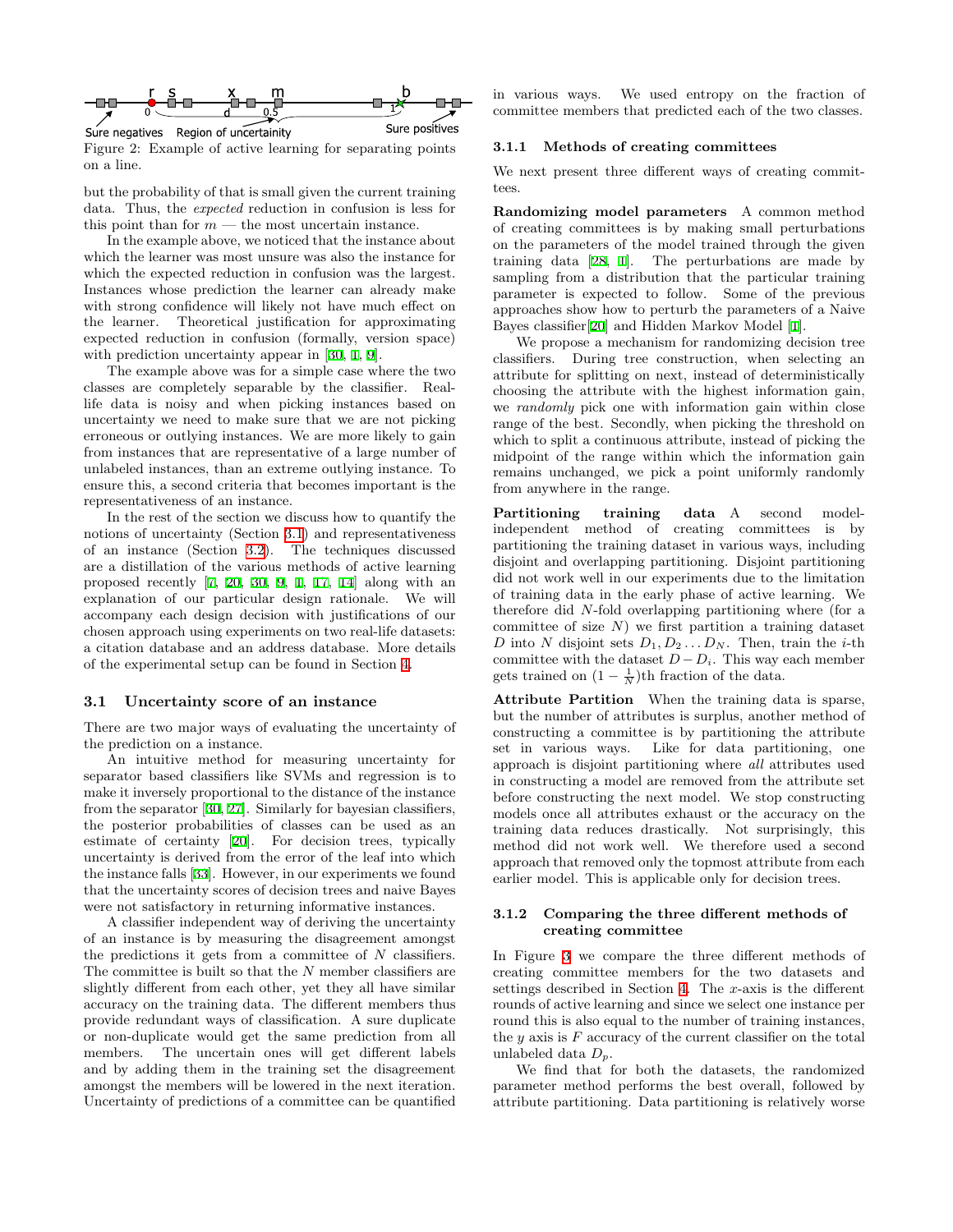r s x m b
0 d 0.5 1
Sure negatives Region of uncertainity Sure positives

Figure 2: Example of active learning for separating points on a line.

but the probability of that is small given the current training data. Thus, the *expected* reduction in confusion is less for this point than for $m$ — the most uncertain instance.

In the example above, we noticed that the instance about which the learner was most unsure was also the instance for which the expected reduction in confusion was the largest. Instances whose prediction the learner can already make with strong confidence will likely not have much effect on the learner. Theoretical justification for approximating expected reduction in confusion (formally, version space) with prediction uncertainty appear in [30, 1, 9].

The example above was for a simple case where the two classes are completely separable by the classifier. Real-life data is noisy and when picking instances based on uncertainty we need to make sure that we are not picking erroneous or outlying instances. We are more likely to gain from instances that are representative of a large number of unlabeled instances, than an extreme outlying instance. To ensure this, a second criteria that becomes important is the representativeness of an instance.

In the rest of the section we discuss how to quantify the notions of uncertainty (Section 3.1) and representativeness of an instance (Section 3.2). The techniques discussed are a distillation of the various methods of active learning proposed recently [7, 20, 30, 9, 1, 17, 14] along with an explanation of our particular design rationale. We will accompany each design decision with justifications of our chosen approach using experiments on two real-life datasets: a citation database and an address database. More details of the experimental setup can be found in Section 4.

### 3.1 Uncertainty score of an instance

There are two major ways of evaluating the uncertainty of the prediction on a instance.

An intuitive method for measuring uncertainty for separator based classifiers like SVMs and regression is to make it inversely proportional to the distance of the instance from the separator [30, 27]. Similarly for bayesian classifiers, the posterior probabilities of classes can be used as an estimate of certainty [20]. For decision trees, typically uncertainty is derived from the error of the leaf into which the instance falls [33]. However, in our experiments we found that the uncertainty scores of decision trees and naive Bayes were not satisfactory in returning informative instances.

A classifier independent way of deriving the uncertainty of an instance is by measuring the disagreement amongst the predictions it gets from a committee of $N$ classifiers. The committee is built so that the $N$ member classifiers are slightly different from each other, yet they all have similar accuracy on the training data. The different members thus provide redundant ways of classification. A sure duplicate or non-duplicate would get the same prediction from all members. The uncertain ones will get different labels and by adding them in the training set the disagreement amongst the members will be lowered in the next iteration. Uncertainty of predictions of a committee can be quantified in various ways. We used entropy on the fraction of committee members that predicted each of the two classes.

#### 3.1.1 Methods of creating committees

We next present three different ways of creating committees.

**Randomizing model parameters** A common method of creating committees is by making small perturbations on the parameters of the model trained through the given training data [28, 1]. The perturbations are made by sampling from a distribution that the particular training parameter is expected to follow. Some of the previous approaches show how to perturb the parameters of a Naive Bayes classifier[20] and Hidden Markov Model [1].

We propose a mechanism for randomizing decision tree classifiers. During tree construction, when selecting an attribute for splitting on next, instead of deterministically choosing the attribute with the highest information gain, we *randomly* pick one with information gain within close range of the best. Secondly, when picking the threshold on which to split a continuous attribute, instead of picking the midpoint of the range within which the information gain remains unchanged, we pick a point uniformly randomly from anywhere in the range.

**Partitioning training data** A second model-independent method of creating committees is by partitioning the training dataset in various ways, including disjoint and overlapping partitioning. Disjoint partitioning did not work well in our experiments due to the limitation of training data in the early phase of active learning. We therefore did $N$-fold overlapping partitioning where (for a committee of size $N$) we first partition a training dataset $D$ into $N$ disjoint sets $D_1, D_2 \dots D_N$. Then, train the $i$-th committee with the dataset $D - D_i$. This way each member gets trained on $(1 - \frac{1}{N})$th fraction of the data.

**Attribute Partition** When the training data is sparse, but the number of attributes is surplus, another method of constructing a committee is by partitioning the attribute set in various ways. Like for data partitioning, one approach is disjoint partitioning where *all* attributes used in constructing a model are removed from the attribute set before constructing the next model. We stop constructing models once all attributes exhaust or the accuracy on the training data reduces drastically. Not surprisingly, this method did not work well. We therefore used a second approach that removed only the topmost attribute from each earlier model. This is applicable only for decision trees.

#### 3.1.2 Comparing the three different methods of creating committee

In Figure 3 we compare the three different methods of creating committee members for the two datasets and settings described in Section 4. The $x$-axis is the different rounds of active learning and since we select one instance per round this is also equal to the number of training instances, the $y$ axis is $F$ accuracy of the current classifier on the total unlabeled data $D_p$.

We find that for both the datasets, the randomized parameter method performs the best overall, followed by attribute partitioning. Data partitioning is relatively worse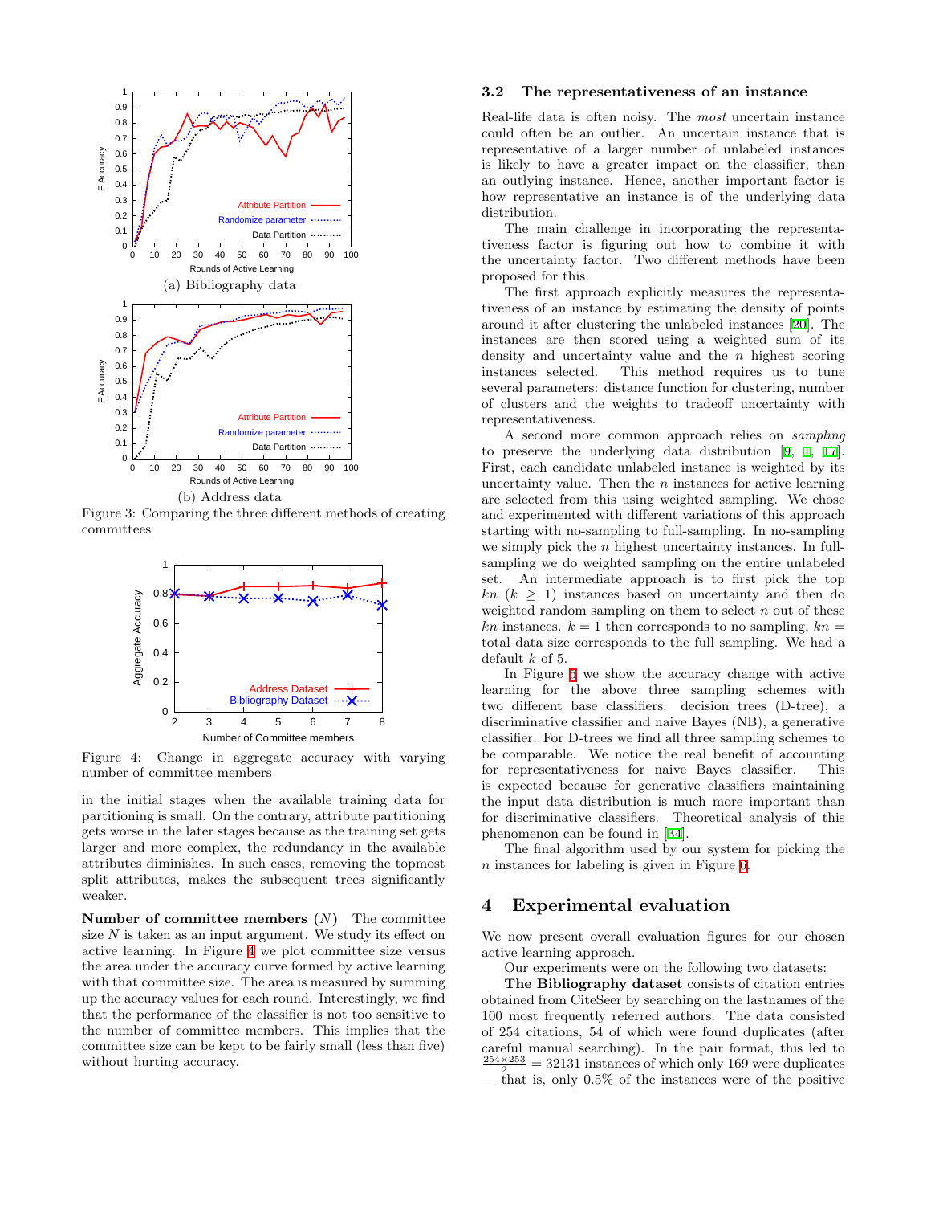1
0.9
0.8
0.7
0.6
0.5
0.4
0.3
0.2
0.1
0

F Accuracy

0 10 20 30 40 50 60 70 80 90 100

Rounds of Active Learning

Attribute Partition
Randomize parameter
Data Partition

(a) Bibliography data

1
0.9
0.8
0.7
0.6
0.5
0.4
0.3
0.2
0.1
0

F Accuracy

0 10 20 30 40 50 60 70 80 90 100

Rounds of Active Learning

Attribute Partition
Randomize parameter
Data Partition

(b) Address data

Figure 3: Comparing the three different methods of creating committees

1
0.8
0.6
0.4
0.2
0

Aggregate Accuracy

2 3 4 5 6 7 8

Number of Committee members

Address Dataset
Bibliography Dataset

Figure 4: Change in aggregate accuracy with varying number of committee members

in the initial stages when the available training data for partitioning is small. On the contrary, attribute partitioning gets worse in the later stages because as the training set gets larger and more complex, the redundancy in the available attributes diminishes. In such cases, removing the topmost split attributes, makes the subsequent trees significantly weaker.

**Number of committee members ($N$)** The committee size $N$ is taken as an input argument. We study its effect on active learning. In Figure 4 we plot committee size versus the area under the accuracy curve formed by active learning with that committee size. The area is measured by summing up the accuracy values for each round. Interestingly, we find that the performance of the classifier is not too sensitive to the number of committee members. This implies that the committee size can be kept to be fairly small (less than five) without hurting accuracy.

### 3.2 The representativeness of an instance

Real-life data is often noisy. The *most* uncertain instance could often be an outlier. An uncertain instance that is representative of a larger number of unlabeled instances is likely to have a greater impact on the classifier, than an outlying instance. Hence, another important factor is how representative an instance is of the underlying data distribution.

The main challenge in incorporating the representativeness factor is figuring out how to combine it with the uncertainty factor. Two different methods have been proposed for this.

The first approach explicitly measures the representativeness of an instance by estimating the density of points around it after clustering the unlabeled instances [20]. The instances are then scored using a weighted sum of its density and uncertainty value and the $n$ highest scoring instances selected. This method requires us to tune several parameters: distance function for clustering, number of clusters and the weights to tradeoff uncertainty with representativeness.

A second more common approach relies on *sampling* to preserve the underlying data distribution [9, 1, 17]. First, each candidate unlabeled instance is weighted by its uncertainty value. Then the $n$ instances for active learning are selected from this using weighted sampling. We chose and experimented with different variations of this approach starting with no-sampling to full-sampling. In no-sampling we simply pick the $n$ highest uncertainty instances. In full-sampling we do weighted sampling on the entire unlabeled set. An intermediate approach is to first pick the top $kn$ ($k \geq 1$) instances based on uncertainty and then do weighted random sampling on them to select $n$ out of these $kn$ instances. $k = 1$ then corresponds to no sampling, $kn =$ total data size corresponds to the full sampling. We had a default $k$ of 5.

In Figure 5 we show the accuracy change with active learning for the above three sampling schemes with two different base classifiers: decision trees (D-tree), a discriminative classifier and naive Bayes (NB), a generative classifier. For D-trees we find all three sampling schemes to be comparable. We notice the real benefit of accounting for representativeness for naive Bayes classifier. This is expected because for generative classifiers maintaining the input data distribution is much more important than for discriminative classifiers. Theoretical analysis of this phenomenon can be found in [34].

The final algorithm used by our system for picking the $n$ instances for labeling is given in Figure 6.

## 4 Experimental evaluation

We now present overall evaluation figures for our chosen active learning approach.

Our experiments were on the following two datasets:

**The Bibliography dataset** consists of citation entries obtained from CiteSeer by searching on the lastnames of the 100 most frequently referred authors. The data consisted of 254 citations, 54 of which were found duplicates (after careful manual searching). In the pair format, this led to $\frac{254 \times 253}{2} = 32131$ instances of which only 169 were duplicates — that is, only 0.5% of the instances were of the positive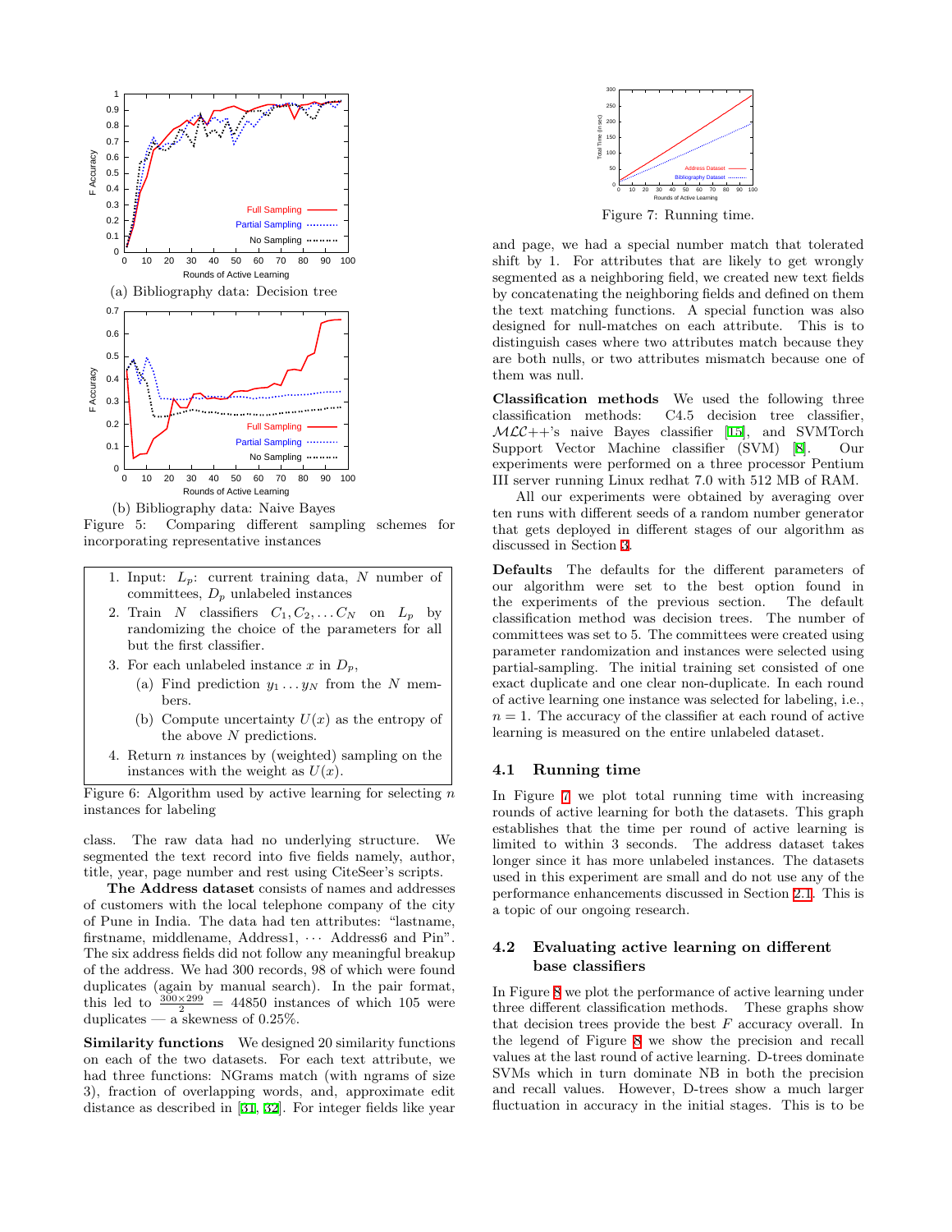(a) Bibliography data: Decision tree

(b) Bibliography data: Naive Bayes

Figure 5: Comparing different sampling schemes for incorporating representative instances

1. Input: $L_p$: current training data, $N$ number of committees, $D_p$ unlabeled instances
2. Train $N$ classifiers $C_1, C_2, \ldots C_N$ on $L_p$ by randomizing the choice of the parameters for all but the first classifier.
3. For each unlabeled instance $x$ in $D_p$,
   (a) Find prediction $y_1 \ldots y_N$ from the $N$ members.
   (b) Compute uncertainty $U(x)$ as the entropy of the above $N$ predictions.
4. Return $n$ instances by (weighted) sampling on the instances with the weight as $U(x)$.

Figure 6: Algorithm used by active learning for selecting $n$ instances for labeling

class. The raw data had no underlying structure. We segmented the text record into five fields namely, author, title, year, page number and rest using CiteSeer's scripts.

**The Address dataset** consists of names and addresses of customers with the local telephone company of the city of Pune in India. The data had ten attributes: "lastname, firstname, middlename, Address1, $\cdots$ Address6 and Pin". The six address fields did not follow any meaningful breakup of the address. We had 300 records, 98 of which were found duplicates (again by manual search). In the pair format, this led to $\frac{300 \times 299}{2} = 44850$ instances of which 105 were duplicates — a skewness of 0.25%.

**Similarity functions** We designed 20 similarity functions on each of the two datasets. For each text attribute, we had three functions: NGrams match (with ngrams of size 3), fraction of overlapping words, and, approximate edit distance as described in [31, 32]. For integer fields like year and page, we had a special number match that tolerated shift by 1. For attributes that are likely to get wrongly segmented as a neighboring field, we created new text fields by concatenating the neighboring fields and defined on them the text matching functions. A special function was also designed for null-matches on each attribute. This is to distinguish cases where two attributes match because they are both nulls, or two attributes mismatch because one of them was null.

Figure 7: Running time.

**Classification methods** We used the following three classification methods: C4.5 decision tree classifier, $\mathcal{MLC}$++'s naive Bayes classifier [15], and SVMTorch Support Vector Machine classifier (SVM) [8]. Our experiments were performed on a three processor Pentium III server running Linux redhat 7.0 with 512 MB of RAM.

All our experiments were obtained by averaging over ten runs with different seeds of a random number generator that gets deployed in different stages of our algorithm as discussed in Section 3.

**Defaults** The defaults for the different parameters of our algorithm were set to the best option found in the experiments of the previous section. The default classification method was decision trees. The number of committees was set to 5. The committees were created using parameter randomization and instances were selected using partial-sampling. The initial training set consisted of one exact duplicate and one clear non-duplicate. In each round of active learning one instance was selected for labeling, i.e., $n = 1$. The accuracy of the classifier at each round of active learning is measured on the entire unlabeled dataset.

### 4.1 Running time

In Figure 7 we plot total running time with increasing rounds of active learning for both the datasets. This graph establishes that the time per round of active learning is limited to within 3 seconds. The address dataset takes longer since it has more unlabeled instances. The datasets used in this experiment are small and do not use any of the performance enhancements discussed in Section 2.1. This is a topic of our ongoing research.

### 4.2 Evaluating active learning on different base classifiers

In Figure 8 we plot the performance of active learning under three different classification methods. These graphs show that decision trees provide the best $F$ accuracy overall. In the legend of Figure 8 we show the precision and recall values at the last round of active learning. D-trees dominate SVMs which in turn dominate NB in both the precision and recall values. However, D-trees show a much larger fluctuation in accuracy in the initial stages. This is to be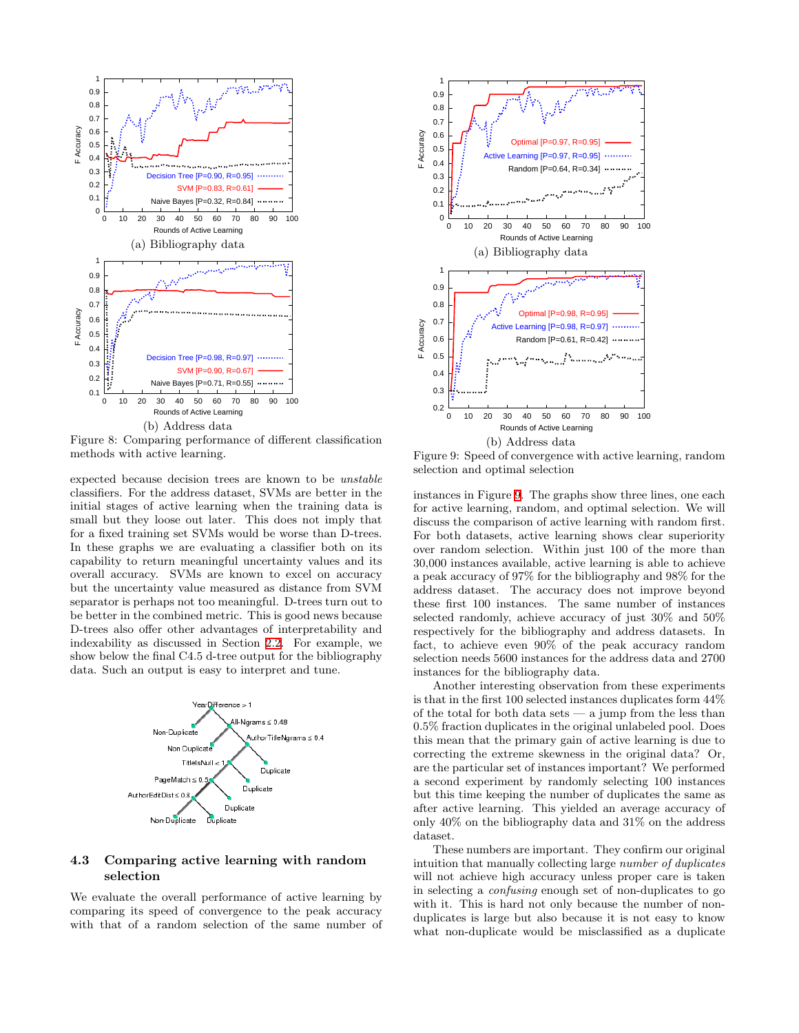F Accuracy

1
0.9
0.8
0.7
0.6
0.5
0.4
0.3
0.2
0.1
0

0 10 20 30 40 50 60 70 80 90 100

Rounds of Active Learning

Decision Tree [P=0.90, R=0.95]
SVM [P=0.83, R=0.61]
Naive Bayes [P=0.32, R=0.84]

(a) Bibliography data

F Accuracy

1
0.9
0.8
0.7
0.6
0.5
0.4
0.3
0.2
0.1

0 10 20 30 40 50 60 70 80 90 100

Rounds of Active Learning

Decision Tree [P=0.98, R=0.97]
SVM [P=0.90, R=0.67]
Naive Bayes [P=0.71, R=0.55]

(b) Address data

Figure 8: Comparing performance of different classification methods with active learning.

expected because decision trees are known to be *unstable* classifiers. For the address dataset, SVMs are better in the initial stages of active learning when the training data is small but they loose out later. This does not imply that for a fixed training set SVMs would be worse than D-trees. In these graphs we are evaluating a classifier both on its capability to return meaningful uncertainty values and its overall accuracy. SVMs are known to excel on accuracy but the uncertainty value measured as distance from SVM separator is perhaps not too meaningful. D-trees turn out to be better in the combined metric. This is good news because D-trees also offer other advantages of interpretability and indexability as discussed in Section 2.2. For example, we show below the final C4.5 d-tree output for the bibliography data. Such an output is easy to interpret and tune.

YearDifference > 1
All-Ngrams ≤ 0.48
Non-Duplicate
AuthorTitleNgrams ≤ 0.4
Non Duplicate
TitleIsNull < 1
Duplicate
PageMatch ≤ 0.5
Duplicate
AuthorEditDist ≤ 0.8
Duplicate
Non Duplicate
Duplicate

### 4.3 Comparing active learning with random selection

We evaluate the overall performance of active learning by comparing its speed of convergence to the peak accuracy with that of a random selection of the same number of

F Accuracy

1
0.9
0.8
0.7
0.6
0.5
0.4
0.3
0.2
0.1
0

0 10 20 30 40 50 60 70 80 90 100

Rounds of Active Learning

Optimal [P=0.97, R=0.95]
Active Learning [P=0.97, R=0.95]
Random [P=0.64, R=0.34]

(a) Bibliography data

F Accuracy

1
0.9
0.8
0.7
0.6
0.5
0.4
0.3
0.2

0 10 20 30 40 50 60 70 80 90 100

Rounds of Active Learning

Optimal [P=0.98, R=0.95]
Active Learning [P=0.98, R=0.97]
Random [P=0.61, R=0.42]

(b) Address data

Figure 9: Speed of convergence with active learning, random selection and optimal selection

instances in Figure 9. The graphs show three lines, one each for active learning, random, and optimal selection. We will discuss the comparison of active learning with random first. For both datasets, active learning shows clear superiority over random selection. Within just 100 of the more than 30,000 instances available, active learning is able to achieve a peak accuracy of 97% for the bibliography and 98% for the address dataset. The accuracy does not improve beyond these first 100 instances. The same number of instances selected randomly, achieve accuracy of just 30% and 50% respectively for the bibliography and address datasets. In fact, to achieve even 90% of the peak accuracy random selection needs 5600 instances for the address data and 2700 instances for the bibliography data.

Another interesting observation from these experiments is that in the first 100 selected instances duplicates form 44% of the total for both data sets — a jump from the less than 0.5% fraction duplicates in the original unlabeled pool. Does this mean that the primary gain of active learning is due to correcting the extreme skewness in the original data? Or, are the particular set of instances important? We performed a second experiment by randomly selecting 100 instances but this time keeping the number of duplicates the same as after active learning. This yielded an average accuracy of only 40% on the bibliography data and 31% on the address dataset.

These numbers are important. They confirm our original intuition that manually collecting large *number of duplicates* will not achieve high accuracy unless proper care is taken in selecting a *confusing* enough set of non-duplicates to go with it. This is hard not only because the number of non-duplicates is large but also because it is not easy to know what non-duplicate would be misclassified as a duplicate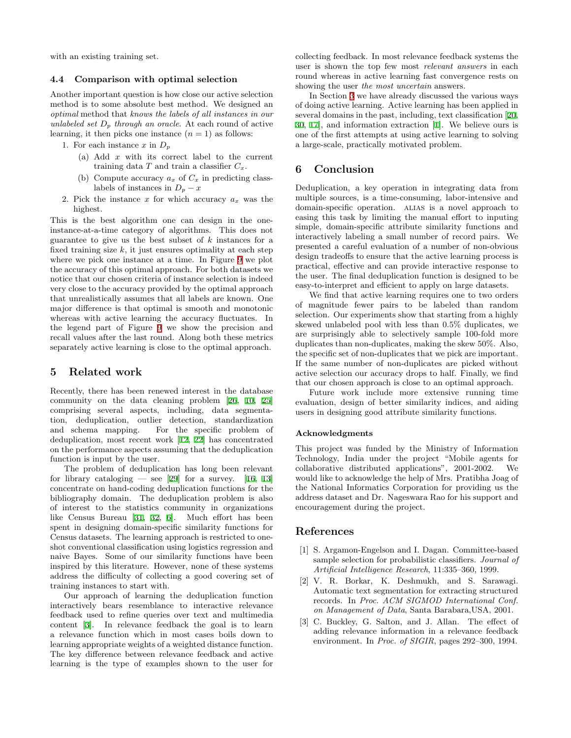with an existing training set.

### 4.4 Comparison with optimal selection

Another important question is how close our active selection method is to some absolute best method. We designed an *optimal* method that *knows the labels of all instances in our unlabeled set $D_p$ through an oracle*. At each round of active learning, it then picks one instance ($n = 1$) as follows:

1. For each instance $x$ in $D_p$
   (a) Add $x$ with its correct label to the current training data $T$ and train a classifier $C_x$.
   (b) Compute accuracy $a_x$ of $C_x$ in predicting class-labels of instances in $D_p - x$
2. Pick the instance $x$ for which accuracy $a_x$ was the highest.

This is the best algorithm one can design in the one-instance-at-a-time category of algorithms. This does not guarantee to give us the best subset of $k$ instances for a fixed training size $k$, it just ensures optimality at each step where we pick one instance at a time. In Figure 9 we plot the accuracy of this optimal approach. For both datasets we notice that our chosen criteria of instance selection is indeed very close to the accuracy provided by the optimal approach that unrealistically assumes that all labels are known. One major difference is that optimal is smooth and monotonic whereas with active learning the accuracy fluctuates. In the legend part of Figure 9 we show the precision and recall values after the last round. Along both these metrics separately active learning is close to the optimal approach.

## 5 Related work

Recently, there has been renewed interest in the database community on the data cleaning problem [26, 10, 25] comprising several aspects, including, data segmentation, deduplication, outlier detection, standardization and schema mapping. For the specific problem of deduplication, most recent work [12, 22] has concentrated on the performance aspects assuming that the deduplication function is input by the user.

The problem of deduplication has long been relevant for library cataloging — see [29] for a survey. [16, 13] concentrate on hand-coding deduplication functions for the bibliography domain. The deduplication problem is also of interest to the statistics community in organizations like Census Bureau [31, 32, 6]. Much effort has been spent in designing domain-specific similarity functions for Census datasets. The learning approach is restricted to one-shot conventional classification using logistics regression and naive Bayes. Some of our similarity functions have been inspired by this literature. However, none of these systems address the difficulty of collecting a good covering set of training instances to start with.

Our approach of learning the deduplication function interactively bears resemblance to interactive relevance feedback used to refine queries over text and multimedia content [3]. In relevance feedback the goal is to learn a relevance function which in most cases boils down to learning appropriate weights of a weighted distance function. The key difference between relevance feedback and active learning is the type of examples shown to the user for collecting feedback. In most relevance feedback systems the user is shown the top few most *relevant answers* in each round whereas in active learning fast convergence rests on showing the user *the most uncertain* answers.

In Section 3 we have already discussed the various ways of doing active learning. Active learning has been applied in several domains in the past, including, text classification [20, 30, 17], and information extraction [1]. We believe ours is one of the first attempts at using active learning to solving a large-scale, practically motivated problem.

## 6 Conclusion

Deduplication, a key operation in integrating data from multiple sources, is a time-consuming, labor-intensive and domain-specific operation. ALIAS is a novel approach to easing this task by limiting the manual effort to inputing simple, domain-specific attribute similarity functions and interactively labeling a small number of record pairs. We presented a careful evaluation of a number of non-obvious design tradeoffs to ensure that the active learning process is practical, effective and can provide interactive response to the user. The final deduplication function is designed to be easy-to-interpret and efficient to apply on large datasets.

We find that active learning requires one to two orders of magnitude fewer pairs to be labeled than random selection. Our experiments show that starting from a highly skewed unlabeled pool with less than 0.5% duplicates, we are surprisingly able to selectively sample 100-fold more duplicates than non-duplicates, making the skew 50%. Also, the specific set of non-duplicates that we pick are important. If the same number of non-duplicates are picked without active selection our accuracy drops to half. Finally, we find that our chosen approach is close to an optimal approach.

Future work include more extensive running time evaluation, design of better similarity indices, and aiding users in designing good attribute similarity functions.

### Acknowledgments

This project was funded by the Ministry of Information Technology, India under the project "Mobile agents for collaborative distributed applications", 2001-2002. We would like to acknowledge the help of Mrs. Pratibha Joag of the National Informatics Corporation for providing us the address dataset and Dr. Nageswara Rao for his support and encouragement during the project.

## References

[1] S. Argamon-Engelson and I. Dagan. Committee-based sample selection for probabilistic classifiers. *Journal of Artificial Intelligence Research*, 11:335–360, 1999.

[2] V. R. Borkar, K. Deshmukh, and S. Sarawagi. Automatic text segmentation for extracting structured records. In *Proc. ACM SIGMOD International Conf. on Management of Data*, Santa Barabara,USA, 2001.

[3] C. Buckley, G. Salton, and J. Allan. The effect of adding relevance information in a relevance feedback environment. In *Proc. of SIGIR*, pages 292–300, 1994.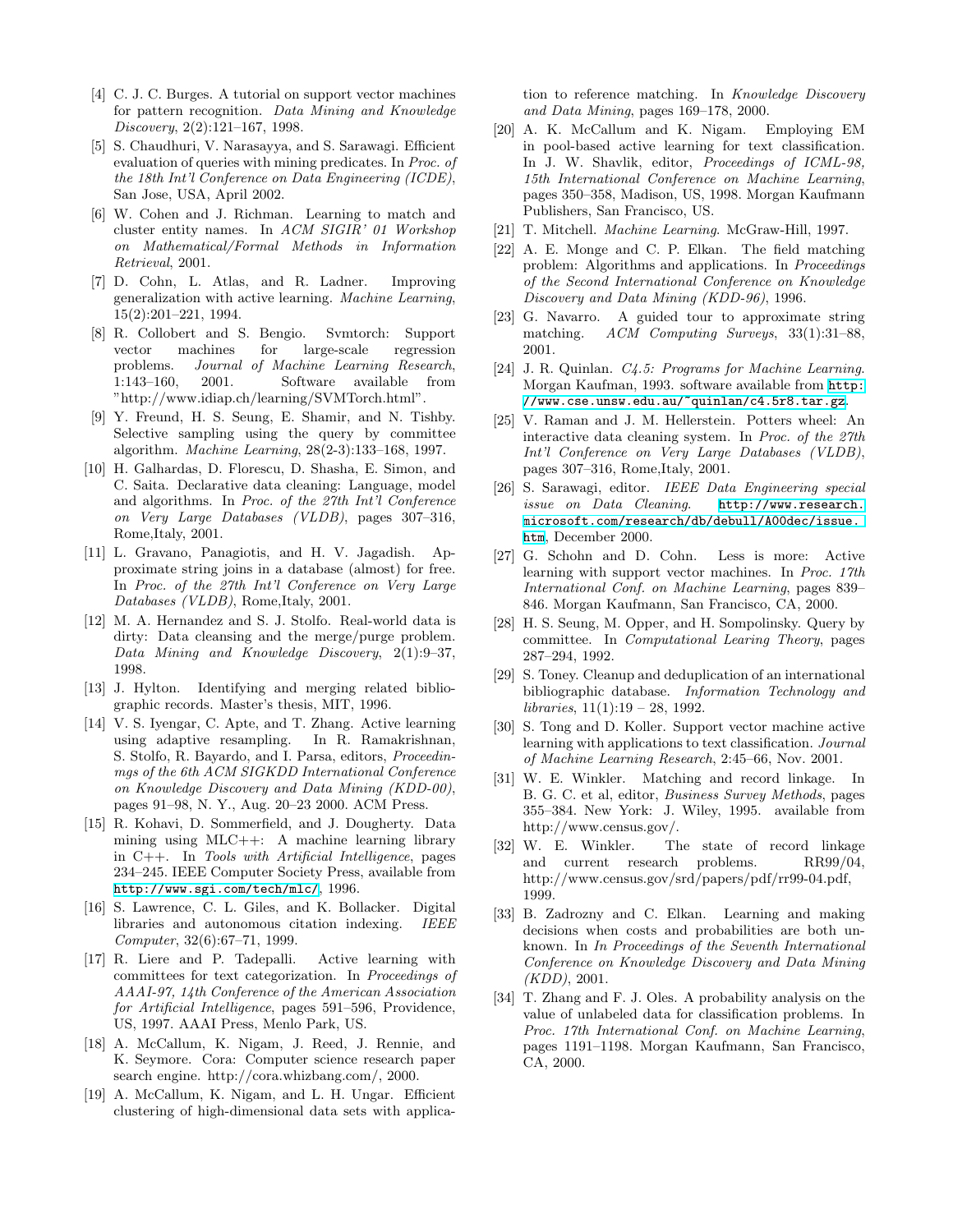[4] C. J. C. Burges. A tutorial on support vector machines for pattern recognition. *Data Mining and Knowledge Discovery*, 2(2):121–167, 1998.

[5] S. Chaudhuri, V. Narasayya, and S. Sarawagi. Efficient evaluation of queries with mining predicates. In *Proc. of the 18th Int'l Conference on Data Engineering (ICDE)*, San Jose, USA, April 2002.

[6] W. Cohen and J. Richman. Learning to match and cluster entity names. In *ACM SIGIR' 01 Workshop on Mathematical/Formal Methods in Information Retrieval*, 2001.

[7] D. Cohn, L. Atlas, and R. Ladner. Improving generalization with active learning. *Machine Learning*, 15(2):201–221, 1994.

[8] R. Collobert and S. Bengio. Svmtorch: Support vector machines for large-scale regression problems. *Journal of Machine Learning Research*, 1:143–160, 2001. Software available from "http://www.idiap.ch/learning/SVMTorch.html".

[9] Y. Freund, H. S. Seung, E. Shamir, and N. Tishby. Selective sampling using the query by committee algorithm. *Machine Learning*, 28(2-3):133–168, 1997.

[10] H. Galhardas, D. Florescu, D. Shasha, E. Simon, and C. Saita. Declarative data cleaning: Language, model and algorithms. In *Proc. of the 27th Int'l Conference on Very Large Databases (VLDB)*, pages 307–316, Rome,Italy, 2001.

[11] L. Gravano, Panagiotis, and H. V. Jagadish. Approximate string joins in a database (almost) for free. In *Proc. of the 27th Int'l Conference on Very Large Databases (VLDB)*, Rome,Italy, 2001.

[12] M. A. Hernandez and S. J. Stolfo. Real-world data is dirty: Data cleansing and the merge/purge problem. *Data Mining and Knowledge Discovery*, 2(1):9–37, 1998.

[13] J. Hylton. Identifying and merging related bibliographic records. Master's thesis, MIT, 1996.

[14] V. S. Iyengar, C. Apte, and T. Zhang. Active learning using adaptive resampling. In R. Ramakrishnan, S. Stolfo, R. Bayardo, and I. Parsa, editors, *Proceedinmgs of the 6th ACM SIGKDD International Conference on Knowledge Discovery and Data Mining (KDD-00)*, pages 91–98, N. Y., Aug. 20–23 2000. ACM Press.

[15] R. Kohavi, D. Sommerfield, and J. Dougherty. Data mining using MLC++: A machine learning library in C++. In *Tools with Artificial Intelligence*, pages 234–245. IEEE Computer Society Press, available from http://www.sgi.com/tech/mlc/, 1996.

[16] S. Lawrence, C. L. Giles, and K. Bollacker. Digital libraries and autonomous citation indexing. *IEEE Computer*, 32(6):67–71, 1999.

[17] R. Liere and P. Tadepalli. Active learning with committees for text categorization. In *Proceedings of AAAI-97, 14th Conference of the American Association for Artificial Intelligence*, pages 591–596, Providence, US, 1997. AAAI Press, Menlo Park, US.

[18] A. McCallum, K. Nigam, J. Reed, J. Rennie, and K. Seymore. Cora: Computer science research paper search engine. http://cora.whizbang.com/, 2000.

[19] A. McCallum, K. Nigam, and L. H. Ungar. Efficient clustering of high-dimensional data sets with application to reference matching. In *Knowledge Discovery and Data Mining*, pages 169–178, 2000.

[20] A. K. McCallum and K. Nigam. Employing EM in pool-based active learning for text classification. In J. W. Shavlik, editor, *Proceedings of ICML-98, 15th International Conference on Machine Learning*, pages 350–358, Madison, US, 1998. Morgan Kaufmann Publishers, San Francisco, US.

[21] T. Mitchell. *Machine Learning*. McGraw-Hill, 1997.

[22] A. E. Monge and C. P. Elkan. The field matching problem: Algorithms and applications. In *Proceedings of the Second International Conference on Knowledge Discovery and Data Mining (KDD-96)*, 1996.

[23] G. Navarro. A guided tour to approximate string matching. *ACM Computing Surveys*, 33(1):31–88, 2001.

[24] J. R. Quinlan. *C4.5: Programs for Machine Learning*. Morgan Kaufman, 1993. software available from http://www.cse.unsw.edu.au/~quinlan/c4.5r8.tar.gz.

[25] V. Raman and J. M. Hellerstein. Potters wheel: An interactive data cleaning system. In *Proc. of the 27th Int'l Conference on Very Large Databases (VLDB)*, pages 307–316, Rome,Italy, 2001.

[26] S. Sarawagi, editor. *IEEE Data Engineering special issue on Data Cleaning*. http://www.research.microsoft.com/research/db/debull/A00dec/issue.htm, December 2000.

[27] G. Schohn and D. Cohn. Less is more: Active learning with support vector machines. In *Proc. 17th International Conf. on Machine Learning*, pages 839–846. Morgan Kaufmann, San Francisco, CA, 2000.

[28] H. S. Seung, M. Opper, and H. Sompolinsky. Query by committee. In *Computational Learing Theory*, pages 287–294, 1992.

[29] S. Toney. Cleanup and deduplication of an international bibliographic database. *Information Technology and libraries*, 11(1):19 – 28, 1992.

[30] S. Tong and D. Koller. Support vector machine active learning with applications to text classification. *Journal of Machine Learning Research*, 2:45–66, Nov. 2001.

[31] W. E. Winkler. Matching and record linkage. In B. G. C. et al, editor, *Business Survey Methods*, pages 355–384. New York: J. Wiley, 1995. available from http://www.census.gov/.

[32] W. E. Winkler. The state of record linkage and current research problems. RR99/04, http://www.census.gov/srd/papers/pdf/rr99-04.pdf, 1999.

[33] B. Zadrozny and C. Elkan. Learning and making decisions when costs and probabilities are both unknown. In *In Proceedings of the Seventh International Conference on Knowledge Discovery and Data Mining (KDD)*, 2001.

[34] T. Zhang and F. J. Oles. A probability analysis on the value of unlabeled data for classification problems. In *Proc. 17th International Conf. on Machine Learning*, pages 1191–1198. Morgan Kaufmann, San Francisco, CA, 2000.